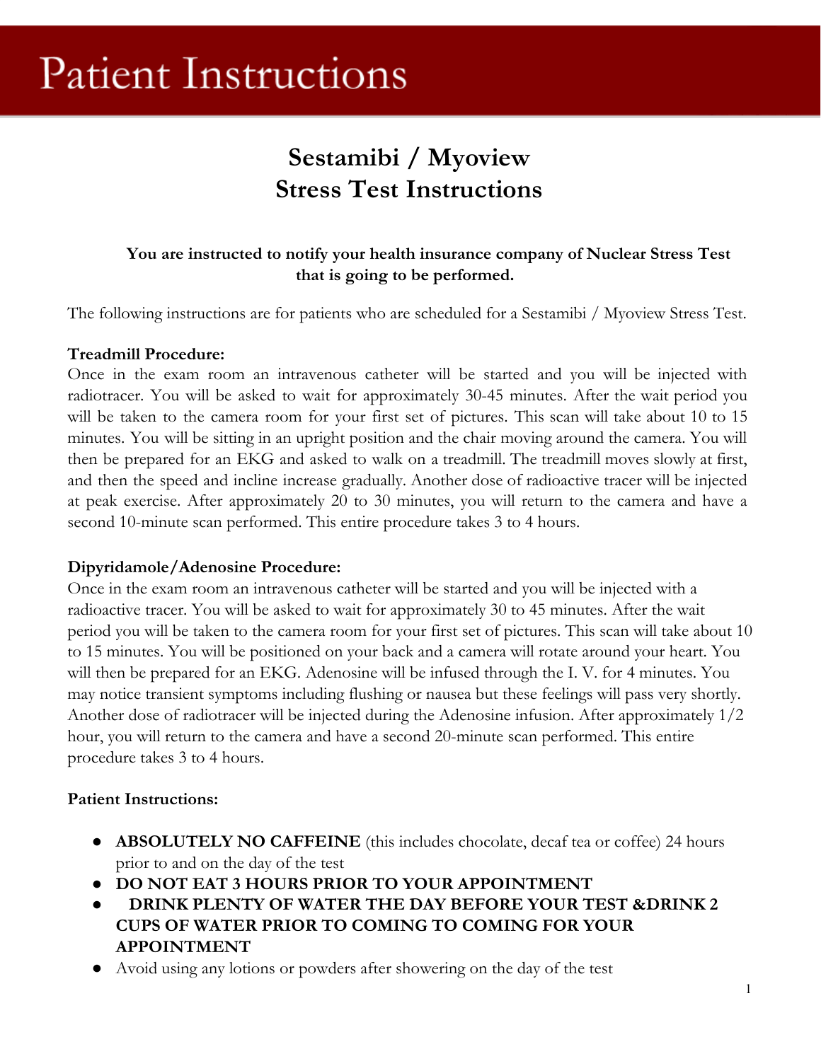# Patient Instructions

## Sestamibi / Myoview
## Stress Test Instructions

**You are instructed to notify your health insurance company of Nuclear Stress Test that is going to be performed.**

The following instructions are for patients who are scheduled for a Sestamibi / Myoview Stress Test.

**Treadmill Procedure:**

Once in the exam room an intravenous catheter will be started and you will be injected with radiotracer. You will be asked to wait for approximately 30-45 minutes. After the wait period you will be taken to the camera room for your first set of pictures. This scan will take about 10 to 15 minutes. You will be sitting in an upright position and the chair moving around the camera. You will then be prepared for an EKG and asked to walk on a treadmill. The treadmill moves slowly at first, and then the speed and incline increase gradually. Another dose of radioactive tracer will be injected at peak exercise. After approximately 20 to 30 minutes, you will return to the camera and have a second 10-minute scan performed. This entire procedure takes 3 to 4 hours.

**Dipyridamole/Adenosine Procedure:**

Once in the exam room an intravenous catheter will be started and you will be injected with a radioactive tracer. You will be asked to wait for approximately 30 to 45 minutes. After the wait period you will be taken to the camera room for your first set of pictures. This scan will take about 10 to 15 minutes. You will be positioned on your back and a camera will rotate around your heart. You will then be prepared for an EKG. Adenosine will be infused through the I. V. for 4 minutes. You may notice transient symptoms including flushing or nausea but these feelings will pass very shortly. Another dose of radiotracer will be injected during the Adenosine infusion. After approximately 1/2 hour, you will return to the camera and have a second 20-minute scan performed. This entire procedure takes 3 to 4 hours.

**Patient Instructions:**

- **ABSOLUTELY NO CAFFEINE** (this includes chocolate, decaf tea or coffee) 24 hours prior to and on the day of the test
- **DO NOT EAT 3 HOURS PRIOR TO YOUR APPOINTMENT**
- **DRINK PLENTY OF WATER THE DAY BEFORE YOUR TEST &DRINK 2 CUPS OF WATER PRIOR TO COMING TO COMING FOR YOUR APPOINTMENT**
- Avoid using any lotions or powders after showering on the day of the test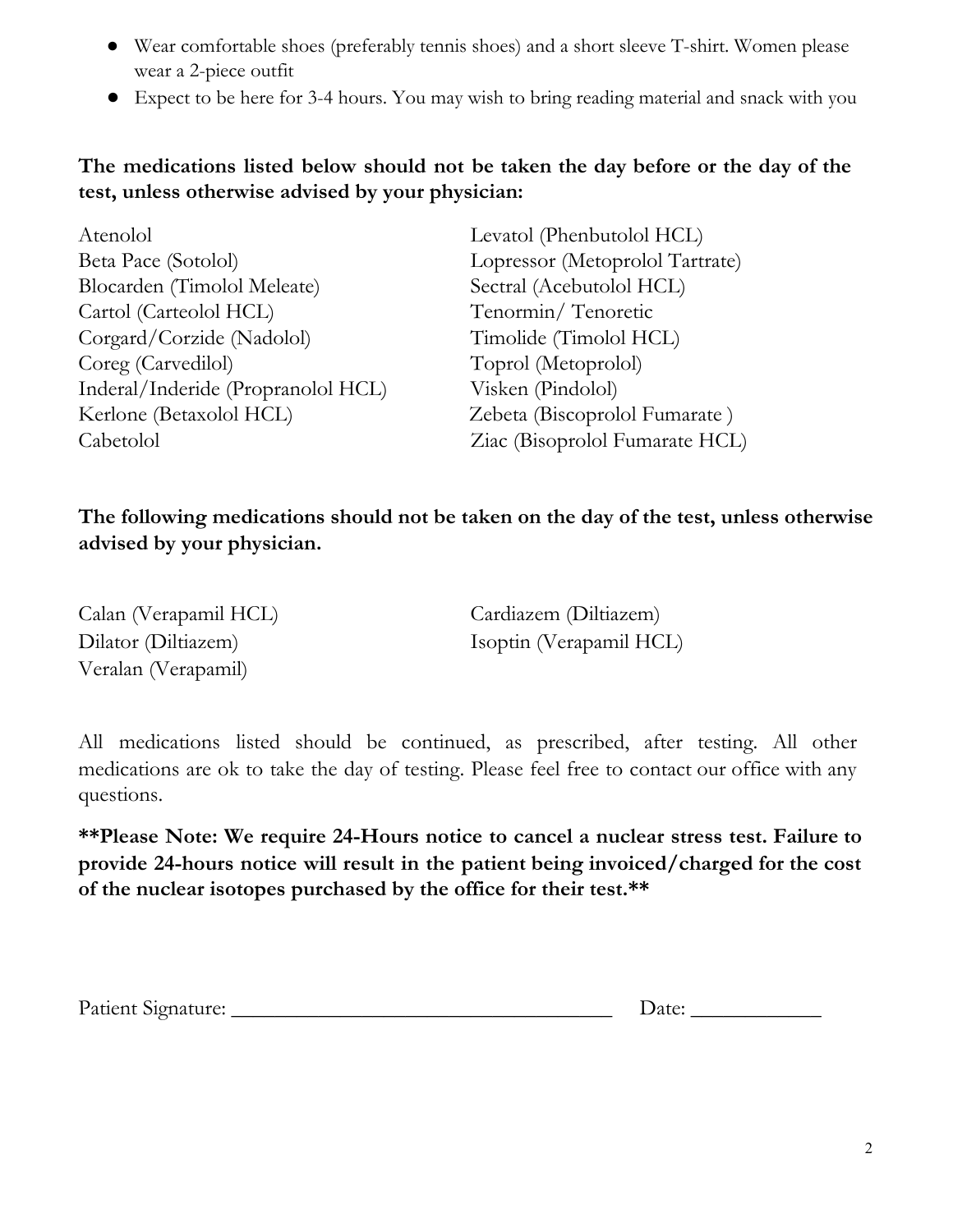- Wear comfortable shoes (preferably tennis shoes) and a short sleeve T-shirt. Women please wear a 2-piece outfit
- Expect to be here for 3-4 hours. You may wish to bring reading material and snack with you

**The medications listed below should not be taken the day before or the day of the test, unless otherwise advised by your physician:**

Atenolol
Beta Pace (Sotolol)
Blocarden (Timolol Meleate)
Cartol (Carteolol HCL)
Corgard/Corzide (Nadolol)
Coreg (Carvedilol)
Inderal/Inderide (Propranolol HCL)
Kerlone (Betaxolol HCL)
Cabetolol
Levatol (Phenbutolol HCL)
Lopressor (Metoprolol Tartrate)
Sectral (Acebutolol HCL)
Tenormin/ Tenoretic
Timolide (Timolol HCL)
Toprol (Metoprolol)
Visken (Pindolol)
Zebeta (Biscoprolol Fumarate )
Ziac (Bisoprolol Fumarate HCL)

**The following medications should not be taken on the day of the test, unless otherwise advised by your physician.**

Calan (Verapamil HCL)
Dilator (Diltiazem)
Veralan (Verapamil)
Cardiazem (Diltiazem)
Isoptin (Verapamil HCL)

All medications listed should be continued, as prescribed, after testing. All other medications are ok to take the day of testing. Please feel free to contact our office with any questions.

****Please Note: We require 24-Hours notice to cancel a nuclear stress test. Failure to provide 24-hours notice will result in the patient being invoiced/charged for the cost of the nuclear isotopes purchased by the office for their test.****

Patient Signature: ______________________________ Date: ____________